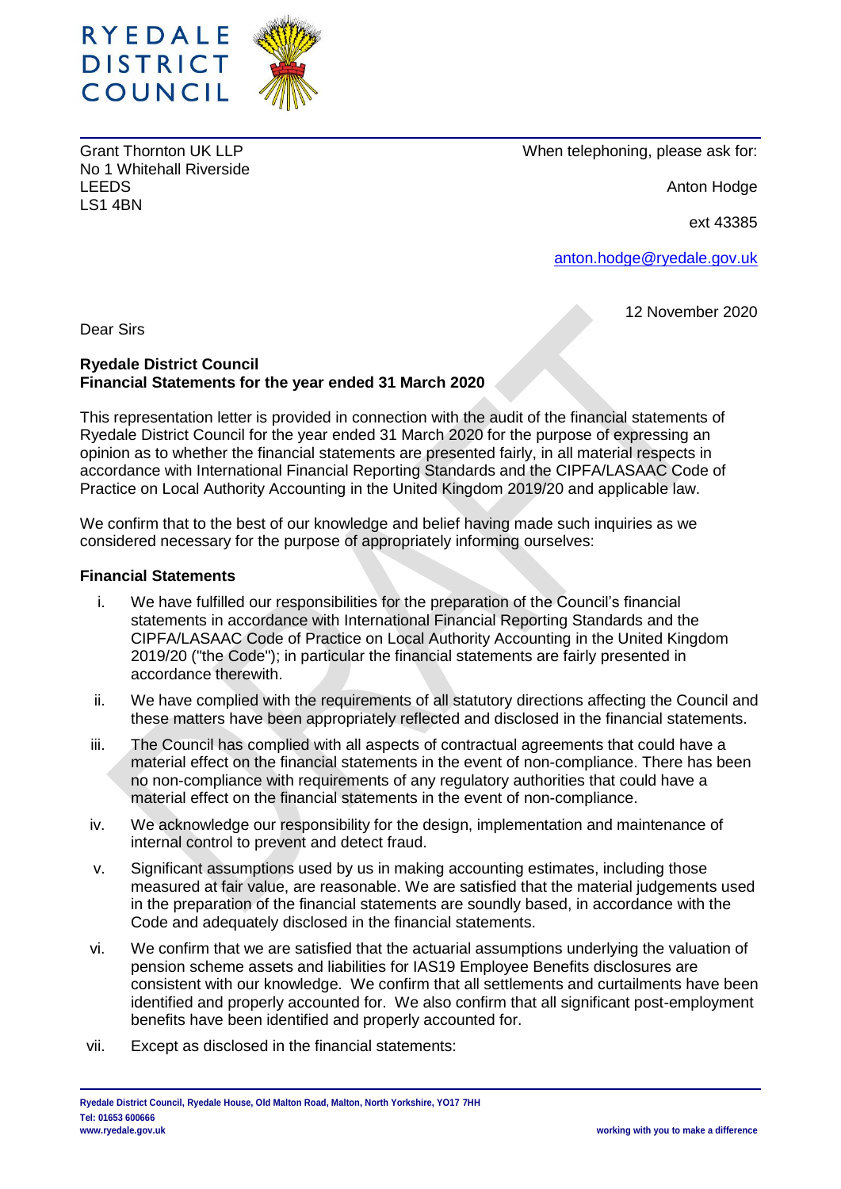RYEDALE DISTRICT COUNCIL

Grant Thornton UK LLP
No 1 Whitehall Riverside
LEEDS
LS1 4BN

When telephoning, please ask for:

Anton Hodge

ext 43385

anton.hodge@ryedale.gov.uk

12 November 2020

Dear Sirs

**Ryedale District Council**
**Financial Statements for the year ended 31 March 2020**

This representation letter is provided in connection with the audit of the financial statements of Ryedale District Council for the year ended 31 March 2020 for the purpose of expressing an opinion as to whether the financial statements are presented fairly, in all material respects in accordance with International Financial Reporting Standards and the CIPFA/LASAAC Code of Practice on Local Authority Accounting in the United Kingdom 2019/20 and applicable law.

We confirm that to the best of our knowledge and belief having made such inquiries as we considered necessary for the purpose of appropriately informing ourselves:

**Financial Statements**

i. We have fulfilled our responsibilities for the preparation of the Council's financial statements in accordance with International Financial Reporting Standards and the CIPFA/LASAAC Code of Practice on Local Authority Accounting in the United Kingdom 2019/20 ("the Code"); in particular the financial statements are fairly presented in accordance therewith.

ii. We have complied with the requirements of all statutory directions affecting the Council and these matters have been appropriately reflected and disclosed in the financial statements.

iii. The Council has complied with all aspects of contractual agreements that could have a material effect on the financial statements in the event of non-compliance. There has been no non-compliance with requirements of any regulatory authorities that could have a material effect on the financial statements in the event of non-compliance.

iv. We acknowledge our responsibility for the design, implementation and maintenance of internal control to prevent and detect fraud.

v. Significant assumptions used by us in making accounting estimates, including those measured at fair value, are reasonable. We are satisfied that the material judgements used in the preparation of the financial statements are soundly based, in accordance with the Code and adequately disclosed in the financial statements.

vi. We confirm that we are satisfied that the actuarial assumptions underlying the valuation of pension scheme assets and liabilities for IAS19 Employee Benefits disclosures are consistent with our knowledge. We confirm that all settlements and curtailments have been identified and properly accounted for. We also confirm that all significant post-employment benefits have been identified and properly accounted for.

vii. Except as disclosed in the financial statements: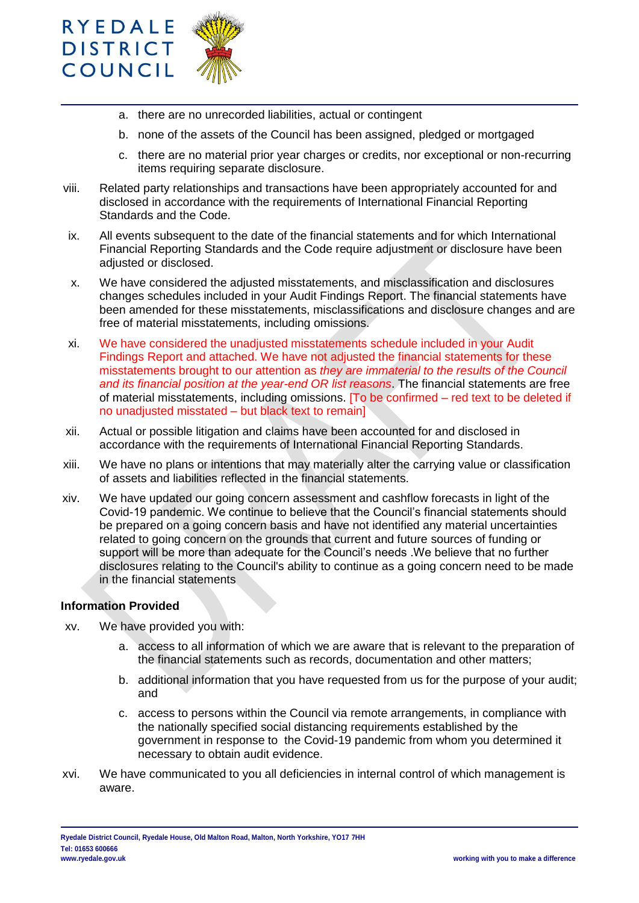a. there are no unrecorded liabilities, actual or contingent

b. none of the assets of the Council has been assigned, pledged or mortgaged

c. there are no material prior year charges or credits, nor exceptional or non-recurring items requiring separate disclosure.

viii. Related party relationships and transactions have been appropriately accounted for and disclosed in accordance with the requirements of International Financial Reporting Standards and the Code.

ix. All events subsequent to the date of the financial statements and for which International Financial Reporting Standards and the Code require adjustment or disclosure have been adjusted or disclosed.

x. We have considered the adjusted misstatements, and misclassification and disclosures changes schedules included in your Audit Findings Report. The financial statements have been amended for these misstatements, misclassifications and disclosure changes and are free of material misstatements, including omissions.

xi. We have considered the unadjusted misstatements schedule included in your Audit Findings Report and attached. We have not adjusted the financial statements for these misstatements brought to our attention as *they are immaterial to the results of the Council and its financial position at the year-end OR list reasons*. The financial statements are free of material misstatements, including omissions. [To be confirmed – red text to be deleted if no unadjusted misstated – but black text to remain]

xii. Actual or possible litigation and claims have been accounted for and disclosed in accordance with the requirements of International Financial Reporting Standards.

xiii. We have no plans or intentions that may materially alter the carrying value or classification of assets and liabilities reflected in the financial statements.

xiv. We have updated our going concern assessment and cashflow forecasts in light of the Covid-19 pandemic. We continue to believe that the Council's financial statements should be prepared on a going concern basis and have not identified any material uncertainties related to going concern on the grounds that current and future sources of funding or support will be more than adequate for the Council's needs .We believe that no further disclosures relating to the Council's ability to continue as a going concern need to be made in the financial statements

**Information Provided**

xv. We have provided you with:

a. access to all information of which we are aware that is relevant to the preparation of the financial statements such as records, documentation and other matters;

b. additional information that you have requested from us for the purpose of your audit; and

c. access to persons within the Council via remote arrangements, in compliance with the nationally specified social distancing requirements established by the government in response to the Covid-19 pandemic from whom you determined it necessary to obtain audit evidence.

xvi. We have communicated to you all deficiencies in internal control of which management is aware.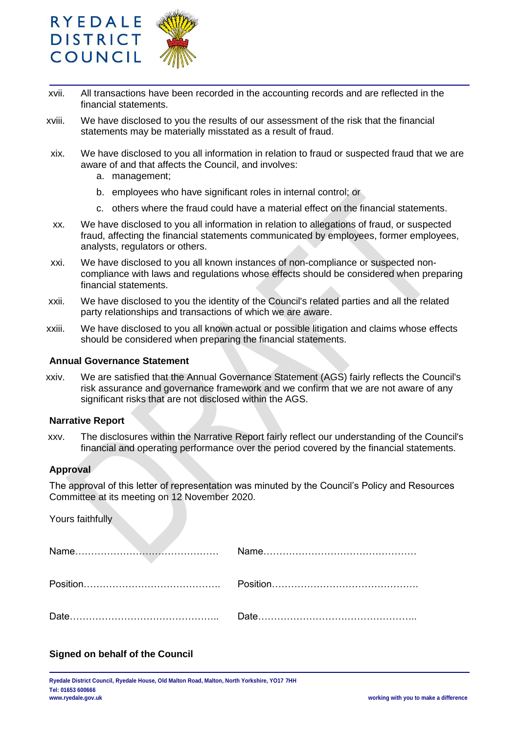xvii. All transactions have been recorded in the accounting records and are reflected in the financial statements.

xviii. We have disclosed to you the results of our assessment of the risk that the financial statements may be materially misstated as a result of fraud.

xix. We have disclosed to you all information in relation to fraud or suspected fraud that we are aware of and that affects the Council, and involves:

   a. management;

   b. employees who have significant roles in internal control; or

   c. others where the fraud could have a material effect on the financial statements.

xx. We have disclosed to you all information in relation to allegations of fraud, or suspected fraud, affecting the financial statements communicated by employees, former employees, analysts, regulators or others.

xxi. We have disclosed to you all known instances of non-compliance or suspected non-compliance with laws and regulations whose effects should be considered when preparing financial statements.

xxii. We have disclosed to you the identity of the Council's related parties and all the related party relationships and transactions of which we are aware.

xxiii. We have disclosed to you all known actual or possible litigation and claims whose effects should be considered when preparing the financial statements.

**Annual Governance Statement**

xxiv. We are satisfied that the Annual Governance Statement (AGS) fairly reflects the Council's risk assurance and governance framework and we confirm that we are not aware of any significant risks that are not disclosed within the AGS.

**Narrative Report**

xxv. The disclosures within the Narrative Report fairly reflect our understanding of the Council's financial and operating performance over the period covered by the financial statements.

**Approval**

The approval of this letter of representation was minuted by the Council's Policy and Resources Committee at its meeting on 12 November 2020.

Yours faithfully

Name……………………………………… Name…………………………………………

Position……………………………………. Position……………………………………….

Date……………………………………….. Date…………………………………………..

**Signed on behalf of the Council**